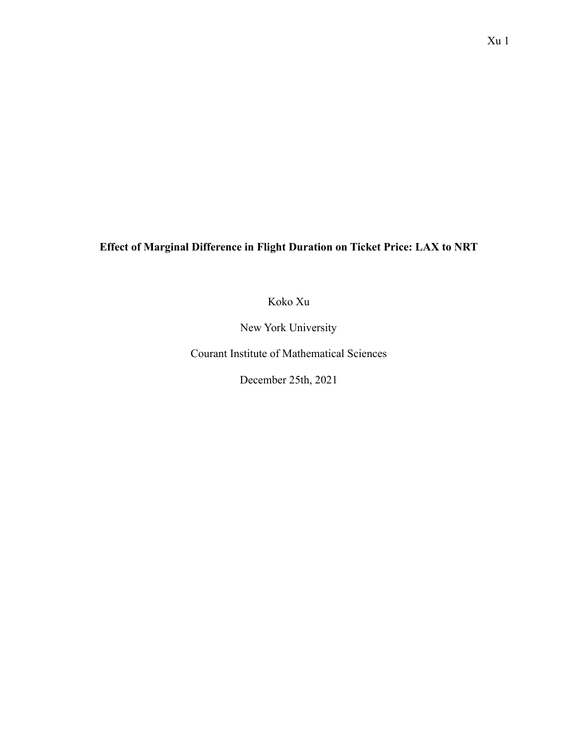# Effect of Marginal Difference in Flight Duration on Ticket Price: LAX to NRT

Koko Xu

New York University

Courant Institute of Mathematical Sciences

December 25th, 2021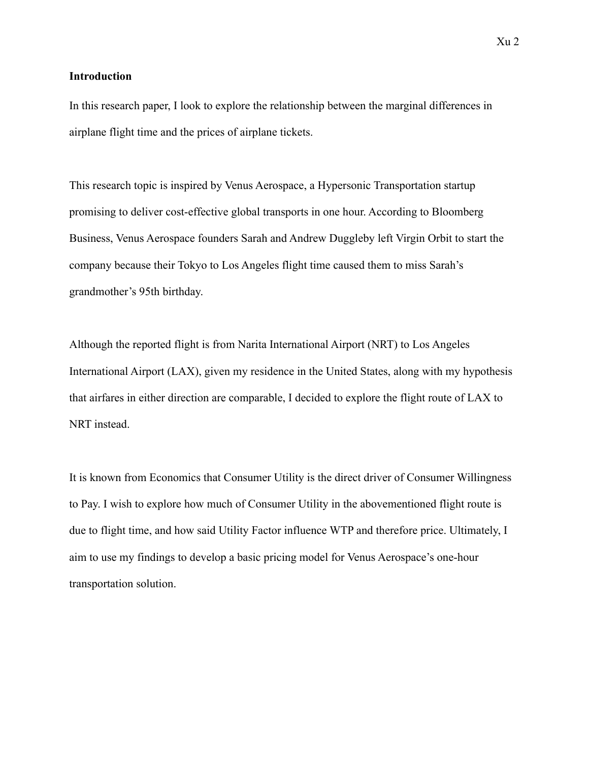## Introduction

In this research paper, I look to explore the relationship between the marginal differences in airplane flight time and the prices of airplane tickets.

This research topic is inspired by Venus Aerospace, a Hypersonic Transportation startup promising to deliver cost-effective global transports in one hour. According to Bloomberg Business, Venus Aerospace founders Sarah and Andrew Duggleby left Virgin Orbit to start the company because their Tokyo to Los Angeles flight time caused them to miss Sarah's grandmother's 95th birthday.

Although the reported flight is from Narita International Airport (NRT) to Los Angeles International Airport (LAX), given my residence in the United States, along with my hypothesis that airfares in either direction are comparable, I decided to explore the flight route of LAX to NRT instead.

It is known from Economics that Consumer Utility is the direct driver of Consumer Willingness to Pay. I wish to explore how much of Consumer Utility in the abovementioned flight route is due to flight time, and how said Utility Factor influence WTP and therefore price. Ultimately, I aim to use my findings to develop a basic pricing model for Venus Aerospace's one-hour transportation solution.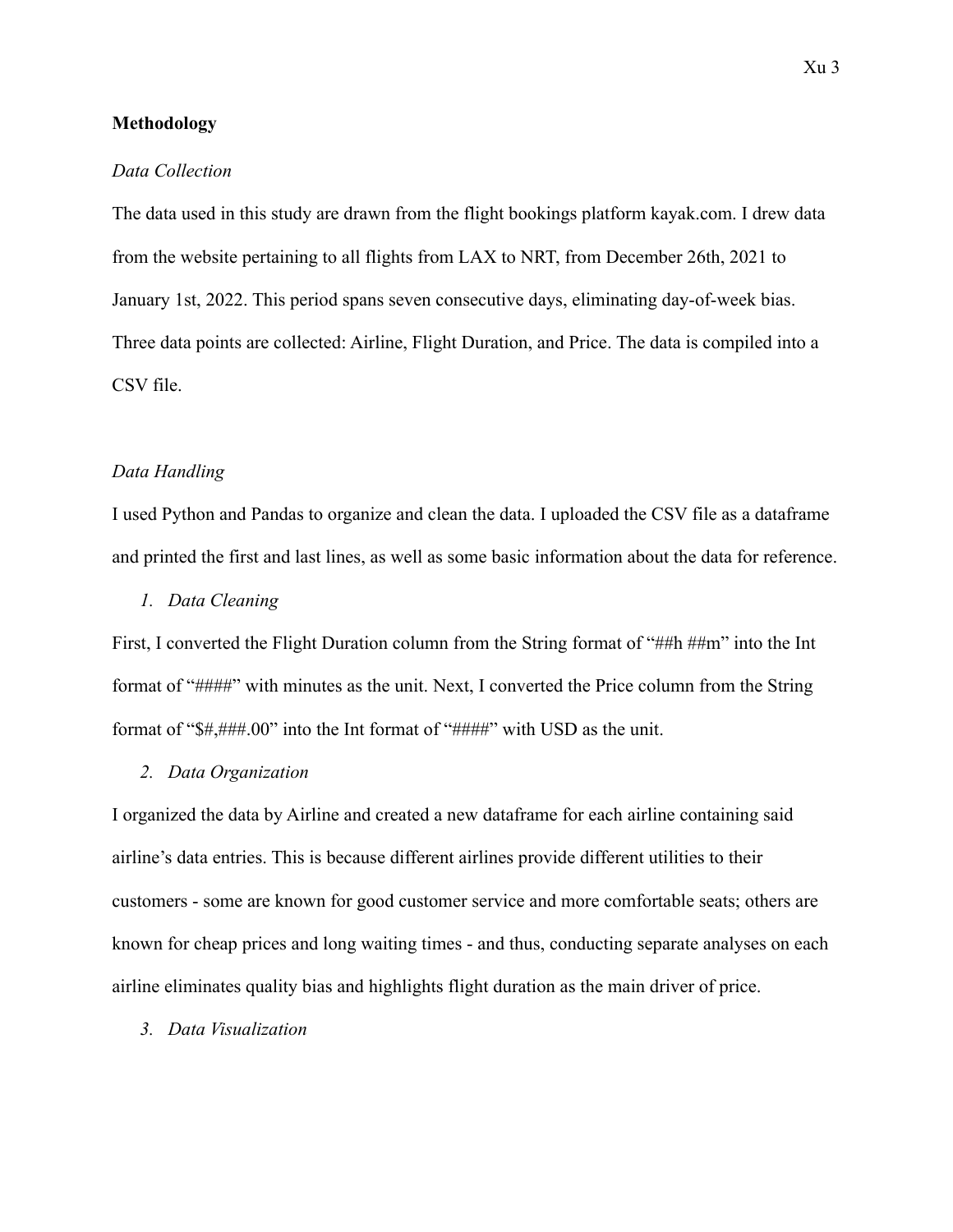**Methodology**

*Data Collection*

The data used in this study are drawn from the flight bookings platform kayak.com. I drew data from the website pertaining to all flights from LAX to NRT, from December 26th, 2021 to January 1st, 2022. This period spans seven consecutive days, eliminating day-of-week bias. Three data points are collected: Airline, Flight Duration, and Price. The data is compiled into a CSV file.

*Data Handling*

I used Python and Pandas to organize and clean the data. I uploaded the CSV file as a dataframe and printed the first and last lines, as well as some basic information about the data for reference.

1. *Data Cleaning*

First, I converted the Flight Duration column from the String format of "##h ##m" into the Int format of "####" with minutes as the unit. Next, I converted the Price column from the String format of "$#,###.00" into the Int format of "####" with USD as the unit.

2. *Data Organization*

I organized the data by Airline and created a new dataframe for each airline containing said airline's data entries. This is because different airlines provide different utilities to their customers - some are known for good customer service and more comfortable seats; others are known for cheap prices and long waiting times - and thus, conducting separate analyses on each airline eliminates quality bias and highlights flight duration as the main driver of price.

3. *Data Visualization*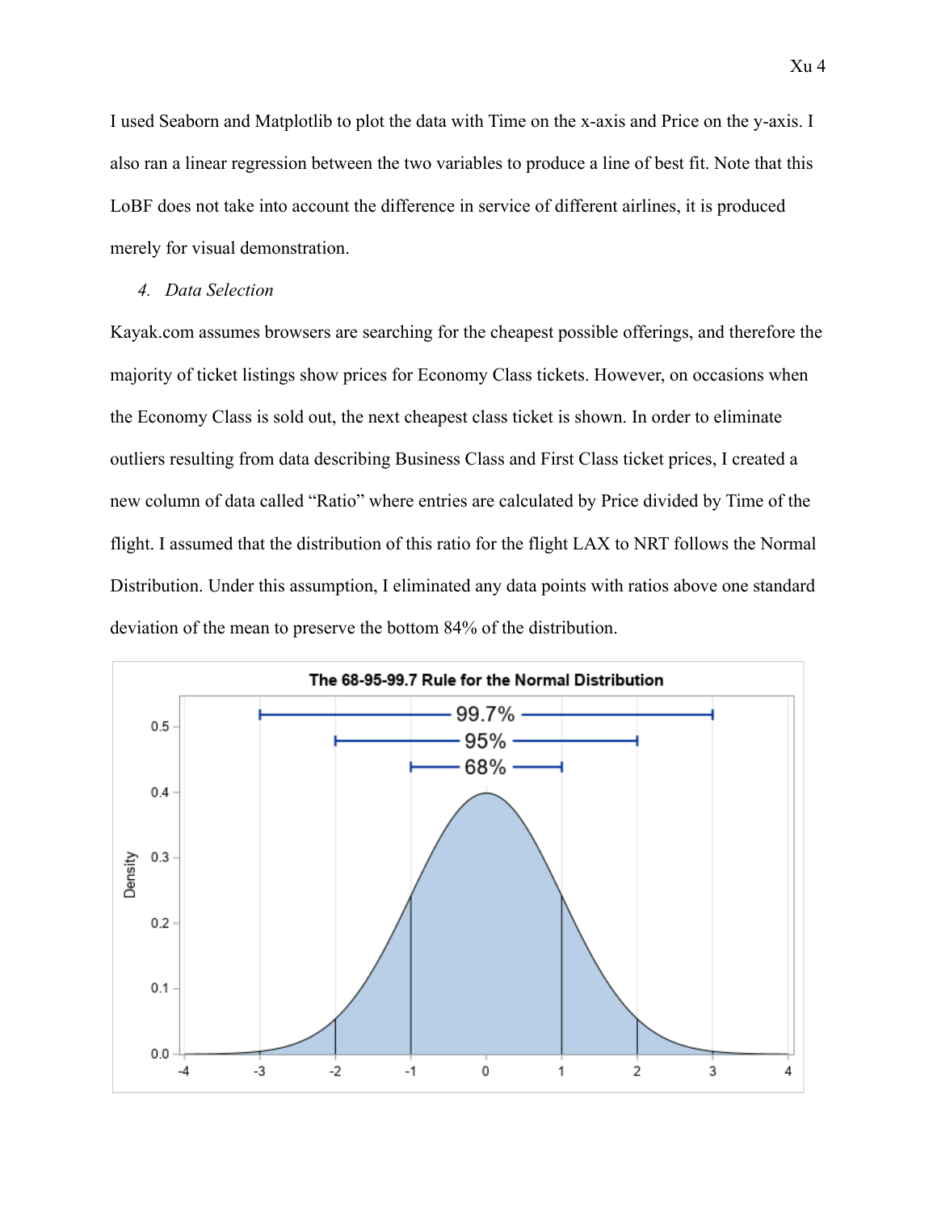I used Seaborn and Matplotlib to plot the data with Time on the x-axis and Price on the y-axis. I also ran a linear regression between the two variables to produce a line of best fit. Note that this LoBF does not take into account the difference in service of different airlines, it is produced merely for visual demonstration.

4. *Data Selection*

Kayak.com assumes browsers are searching for the cheapest possible offerings, and therefore the majority of ticket listings show prices for Economy Class tickets. However, on occasions when the Economy Class is sold out, the next cheapest class ticket is shown. In order to eliminate outliers resulting from data describing Business Class and First Class ticket prices, I created a new column of data called "Ratio" where entries are calculated by Price divided by Time of the flight. I assumed that the distribution of this ratio for the flight LAX to NRT follows the Normal Distribution. Under this assumption, I eliminated any data points with ratios above one standard deviation of the mean to preserve the bottom 84% of the distribution.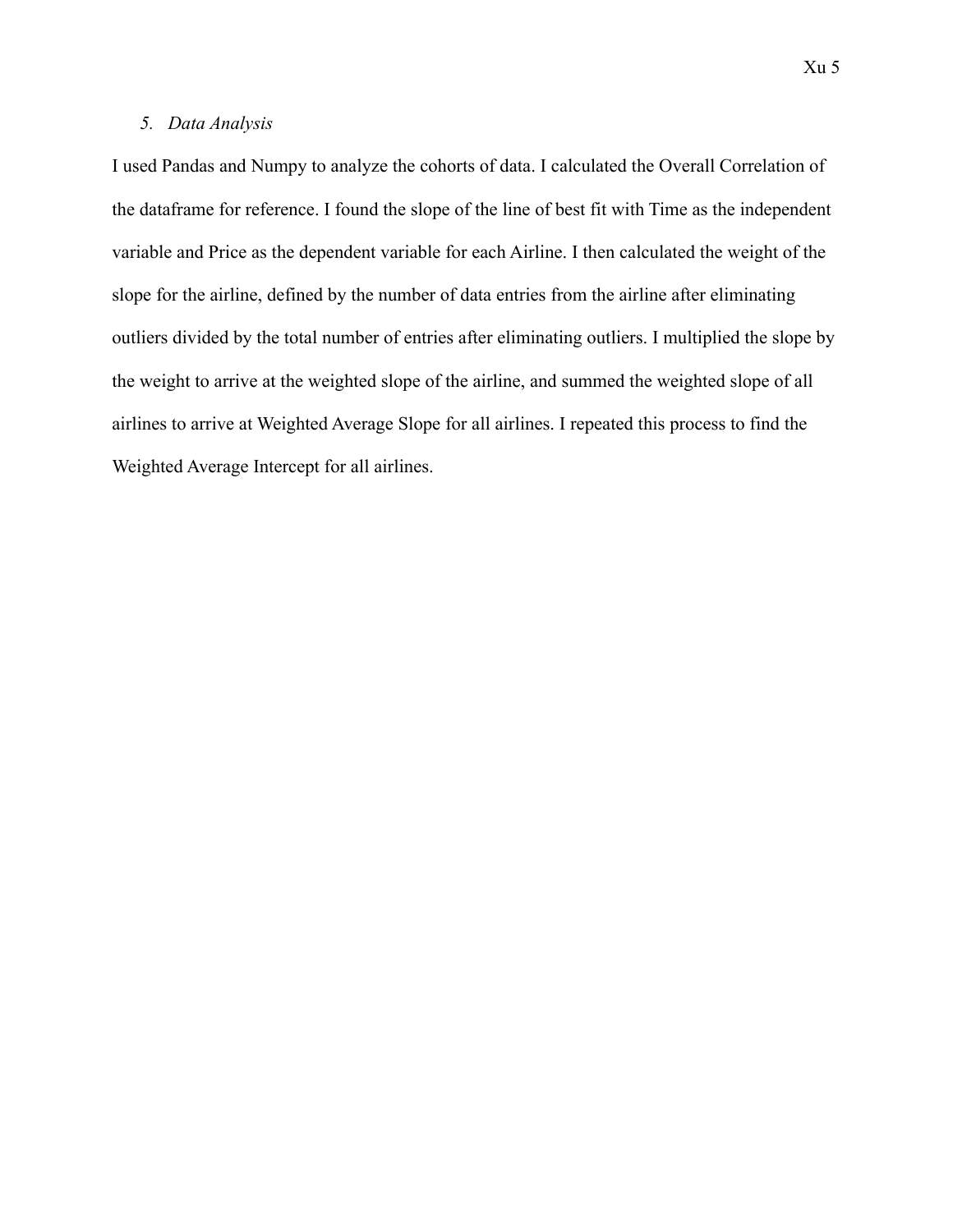### *5. Data Analysis*

I used Pandas and Numpy to analyze the cohorts of data. I calculated the Overall Correlation of the dataframe for reference. I found the slope of the line of best fit with Time as the independent variable and Price as the dependent variable for each Airline. I then calculated the weight of the slope for the airline, defined by the number of data entries from the airline after eliminating outliers divided by the total number of entries after eliminating outliers. I multiplied the slope by the weight to arrive at the weighted slope of the airline, and summed the weighted slope of all airlines to arrive at Weighted Average Slope for all airlines. I repeated this process to find the Weighted Average Intercept for all airlines.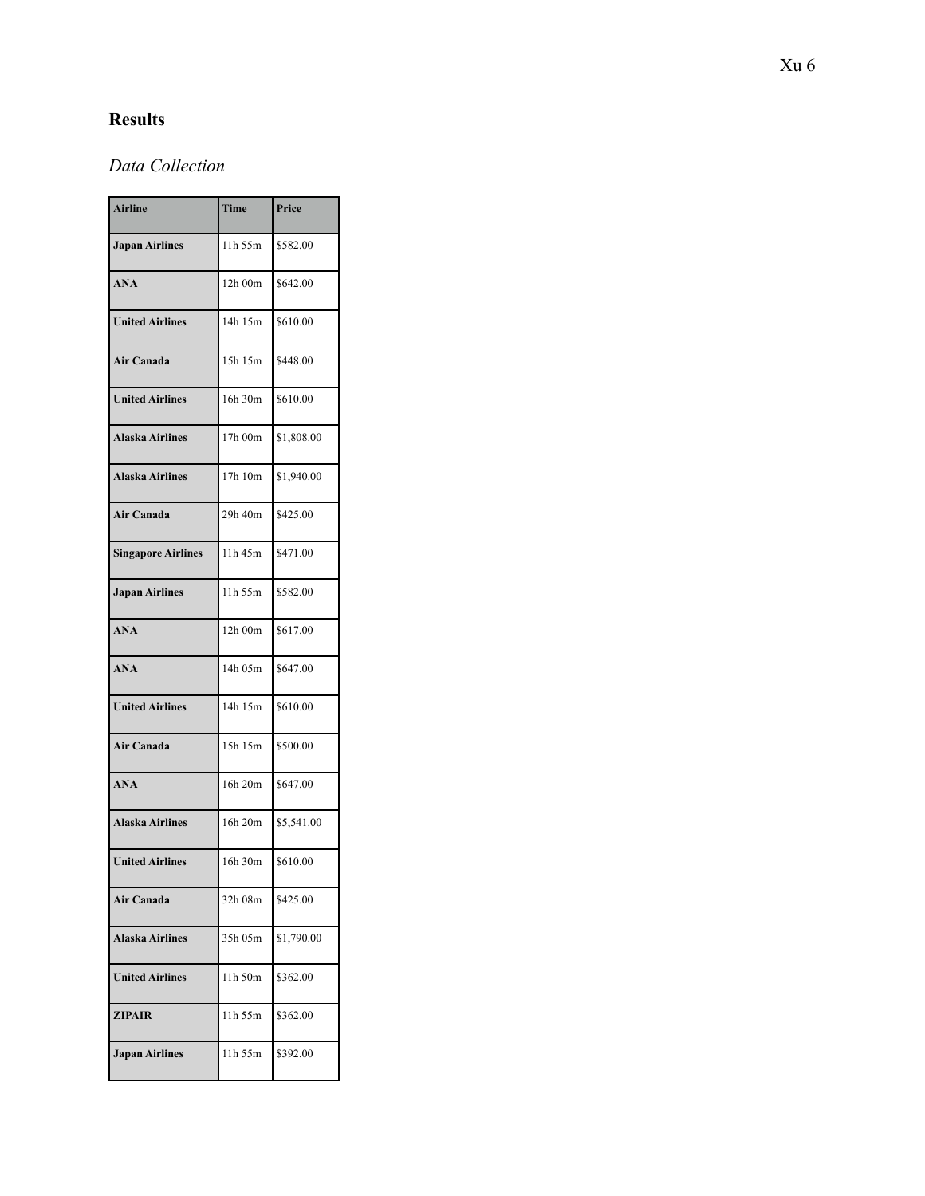## Results

### *Data Collection*

| Airline | Time | Price |
|---|---|---|
| **Japan Airlines** | 11h 55m | $582.00 |
| **ANA** | 12h 00m | $642.00 |
| **United Airlines** | 14h 15m | $610.00 |
| **Air Canada** | 15h 15m | $448.00 |
| **United Airlines** | 16h 30m | $610.00 |
| **Alaska Airlines** | 17h 00m | $1,808.00 |
| **Alaska Airlines** | 17h 10m | $1,940.00 |
| **Air Canada** | 29h 40m | $425.00 |
| **Singapore Airlines** | 11h 45m | $471.00 |
| **Japan Airlines** | 11h 55m | $582.00 |
| **ANA** | 12h 00m | $617.00 |
| **ANA** | 14h 05m | $647.00 |
| **United Airlines** | 14h 15m | $610.00 |
| **Air Canada** | 15h 15m | $500.00 |
| **ANA** | 16h 20m | $647.00 |
| **Alaska Airlines** | 16h 20m | $5,541.00 |
| **United Airlines** | 16h 30m | $610.00 |
| **Air Canada** | 32h 08m | $425.00 |
| **Alaska Airlines** | 35h 05m | $1,790.00 |
| **United Airlines** | 11h 50m | $362.00 |
| **ZIPAIR** | 11h 55m | $362.00 |
| **Japan Airlines** | 11h 55m | $392.00 |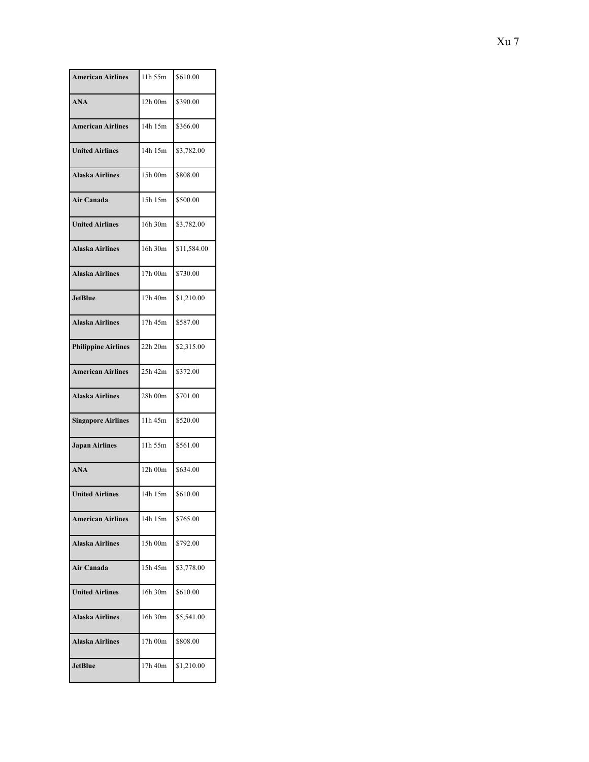| | | |
|---|---|---|
| **American Airlines** | 11h 55m | $610.00 |
| **ANA** | 12h 00m | $390.00 |
| **American Airlines** | 14h 15m | $366.00 |
| **United Airlines** | 14h 15m | $3,782.00 |
| **Alaska Airlines** | 15h 00m | $808.00 |
| **Air Canada** | 15h 15m | $500.00 |
| **United Airlines** | 16h 30m | $3,782.00 |
| **Alaska Airlines** | 16h 30m | $11,584.00 |
| **Alaska Airlines** | 17h 00m | $730.00 |
| **JetBlue** | 17h 40m | $1,210.00 |
| **Alaska Airlines** | 17h 45m | $587.00 |
| **Philippine Airlines** | 22h 20m | $2,315.00 |
| **American Airlines** | 25h 42m | $372.00 |
| **Alaska Airlines** | 28h 00m | $701.00 |
| **Singapore Airlines** | 11h 45m | $520.00 |
| **Japan Airlines** | 11h 55m | $561.00 |
| **ANA** | 12h 00m | $634.00 |
| **United Airlines** | 14h 15m | $610.00 |
| **American Airlines** | 14h 15m | $765.00 |
| **Alaska Airlines** | 15h 00m | $792.00 |
| **Air Canada** | 15h 45m | $3,778.00 |
| **United Airlines** | 16h 30m | $610.00 |
| **Alaska Airlines** | 16h 30m | $5,541.00 |
| **Alaska Airlines** | 17h 00m | $808.00 |
| **JetBlue** | 17h 40m | $1,210.00 |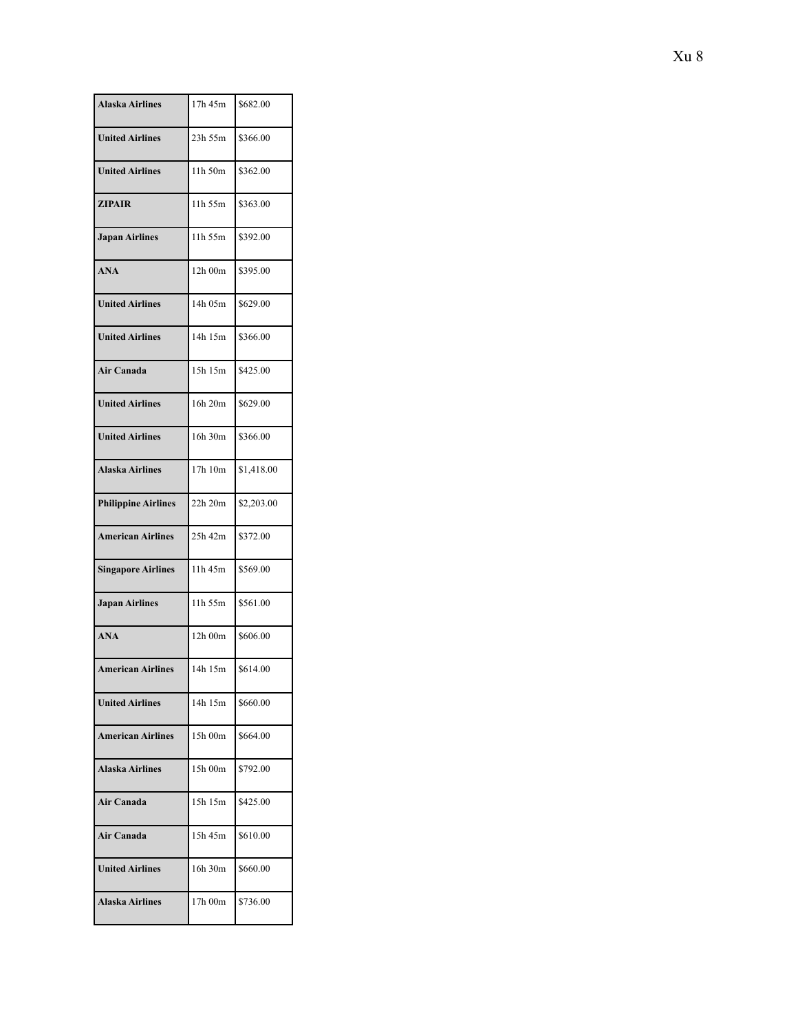| **Alaska Airlines** | 17h 45m | $682.00 |
|---|---|---|
| **United Airlines** | 23h 55m | $366.00 |
| **United Airlines** | 11h 50m | $362.00 |
| **ZIPAIR** | 11h 55m | $363.00 |
| **Japan Airlines** | 11h 55m | $392.00 |
| **ANA** | 12h 00m | $395.00 |
| **United Airlines** | 14h 05m | $629.00 |
| **United Airlines** | 14h 15m | $366.00 |
| **Air Canada** | 15h 15m | $425.00 |
| **United Airlines** | 16h 20m | $629.00 |
| **United Airlines** | 16h 30m | $366.00 |
| **Alaska Airlines** | 17h 10m | $1,418.00 |
| **Philippine Airlines** | 22h 20m | $2,203.00 |
| **American Airlines** | 25h 42m | $372.00 |
| **Singapore Airlines** | 11h 45m | $569.00 |
| **Japan Airlines** | 11h 55m | $561.00 |
| **ANA** | 12h 00m | $606.00 |
| **American Airlines** | 14h 15m | $614.00 |
| **United Airlines** | 14h 15m | $660.00 |
| **American Airlines** | 15h 00m | $664.00 |
| **Alaska Airlines** | 15h 00m | $792.00 |
| **Air Canada** | 15h 15m | $425.00 |
| **Air Canada** | 15h 45m | $610.00 |
| **United Airlines** | 16h 30m | $660.00 |
| **Alaska Airlines** | 17h 00m | $736.00 |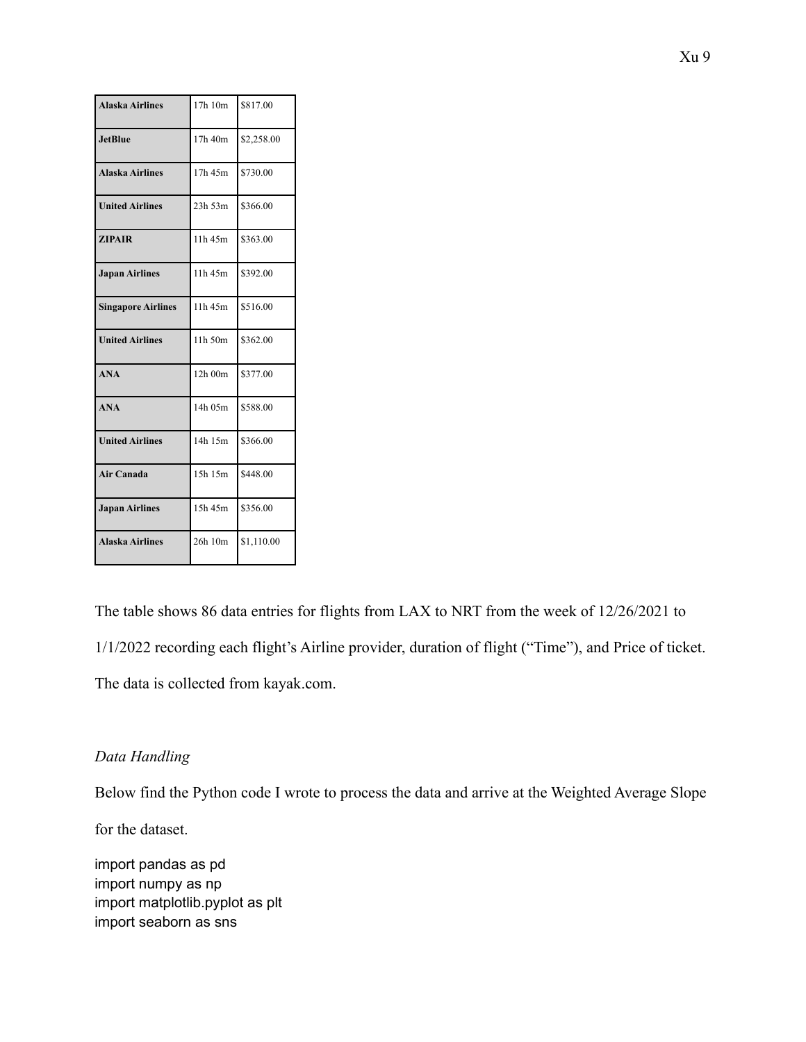| | | |
|---|---|---|
| **Alaska Airlines** | 17h 10m | $817.00 |
| **JetBlue** | 17h 40m | $2,258.00 |
| **Alaska Airlines** | 17h 45m | $730.00 |
| **United Airlines** | 23h 53m | $366.00 |
| **ZIPAIR** | 11h 45m | $363.00 |
| **Japan Airlines** | 11h 45m | $392.00 |
| **Singapore Airlines** | 11h 45m | $516.00 |
| **United Airlines** | 11h 50m | $362.00 |
| **ANA** | 12h 00m | $377.00 |
| **ANA** | 14h 05m | $588.00 |
| **United Airlines** | 14h 15m | $366.00 |
| **Air Canada** | 15h 15m | $448.00 |
| **Japan Airlines** | 15h 45m | $356.00 |
| **Alaska Airlines** | 26h 10m | $1,110.00 |

The table shows 86 data entries for flights from LAX to NRT from the week of 12/26/2021 to 1/1/2022 recording each flight's Airline provider, duration of flight ("Time"), and Price of ticket. The data is collected from kayak.com.

*Data Handling*

Below find the Python code I wrote to process the data and arrive at the Weighted Average Slope for the dataset.

```
import pandas as pd
import numpy as np
import matplotlib.pyplot as plt
import seaborn as sns
```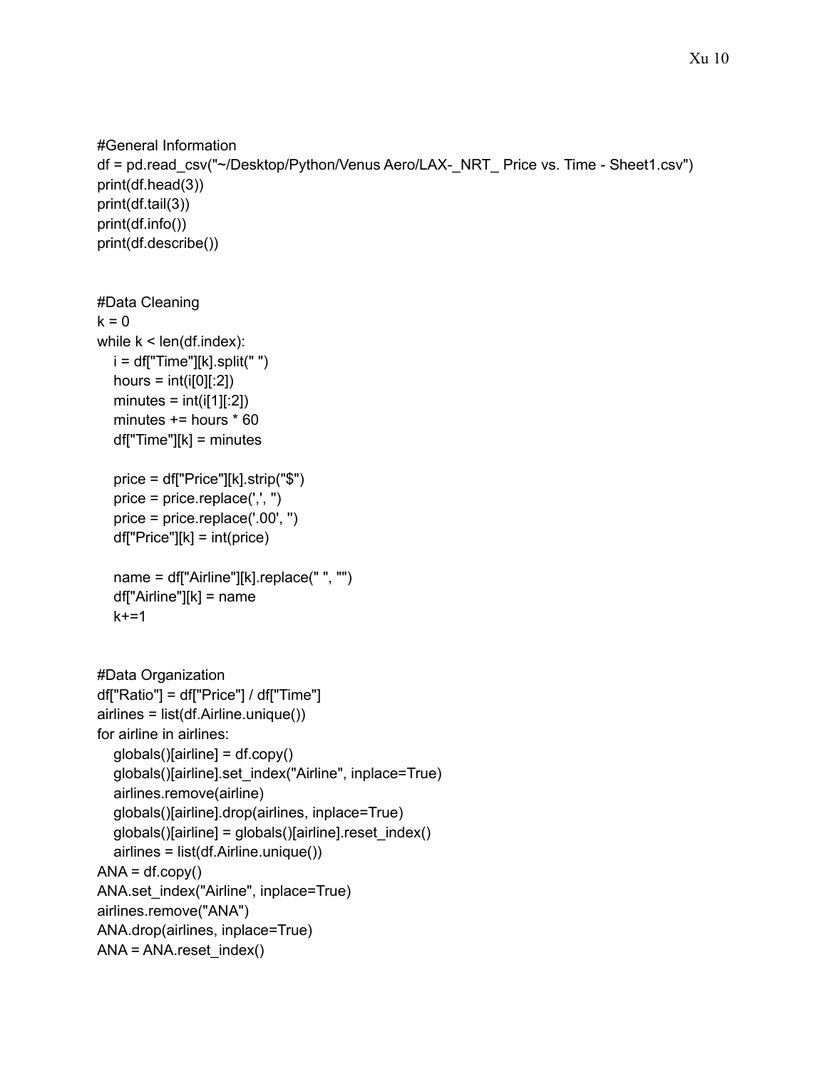```
#General Information
df = pd.read_csv("~/Desktop/Python/Venus Aero/LAX-_NRT_ Price vs. Time - Sheet1.csv")
print(df.head(3))
print(df.tail(3))
print(df.info())
print(df.describe())


#Data Cleaning
k = 0
while k < len(df.index):
    i = df["Time"][k].split(" ")
    hours = int(i[0][:2])
    minutes = int(i[1][:2])
    minutes += hours * 60
    df["Time"][k] = minutes

    price = df["Price"][k].strip("$")
    price = price.replace(',', '')
    price = price.replace('.00', '')
    df["Price"][k] = int(price)

    name = df["Airline"][k].replace(" ", "")
    df["Airline"][k] = name
    k+=1


#Data Organization
df["Ratio"] = df["Price"] / df["Time"]
airlines = list(df.Airline.unique())
for airline in airlines:
    globals()[airline] = df.copy()
    globals()[airline].set_index("Airline", inplace=True)
    airlines.remove(airline)
    globals()[airline].drop(airlines, inplace=True)
    globals()[airline] = globals()[airline].reset_index()
    airlines = list(df.Airline.unique())
ANA = df.copy()
ANA.set_index("Airline", inplace=True)
airlines.remove("ANA")
ANA.drop(airlines, inplace=True)
ANA = ANA.reset_index()
```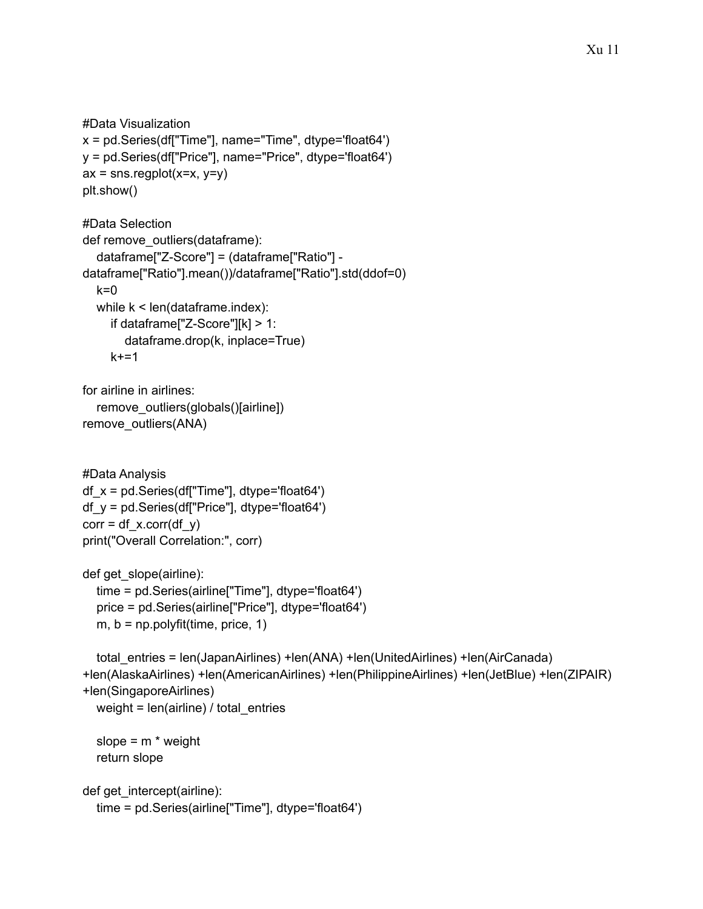```
#Data Visualization
x = pd.Series(df["Time"], name="Time", dtype='float64')
y = pd.Series(df["Price"], name="Price", dtype='float64')
ax = sns.regplot(x=x, y=y)
plt.show()

#Data Selection
def remove_outliers(dataframe):
   dataframe["Z-Score"] = (dataframe["Ratio"] -
dataframe["Ratio"].mean())/dataframe["Ratio"].std(ddof=0)
   k=0
   while k < len(dataframe.index):
      if dataframe["Z-Score"][k] > 1:
         dataframe.drop(k, inplace=True)
      k+=1

for airline in airlines:
   remove_outliers(globals()[airline])
remove_outliers(ANA)


#Data Analysis
df_x = pd.Series(df["Time"], dtype='float64')
df_y = pd.Series(df["Price"], dtype='float64')
corr = df_x.corr(df_y)
print("Overall Correlation:", corr)

def get_slope(airline):
   time = pd.Series(airline["Time"], dtype='float64')
   price = pd.Series(airline["Price"], dtype='float64')
   m, b = np.polyfit(time, price, 1)

   total_entries = len(JapanAirlines) +len(ANA) +len(UnitedAirlines) +len(AirCanada)
+len(AlaskaAirlines) +len(AmericanAirlines) +len(PhilippineAirlines) +len(JetBlue) +len(ZIPAIR)
+len(SingaporeAirlines)
   weight = len(airline) / total_entries

   slope = m * weight
   return slope

def get_intercept(airline):
   time = pd.Series(airline["Time"], dtype='float64')
```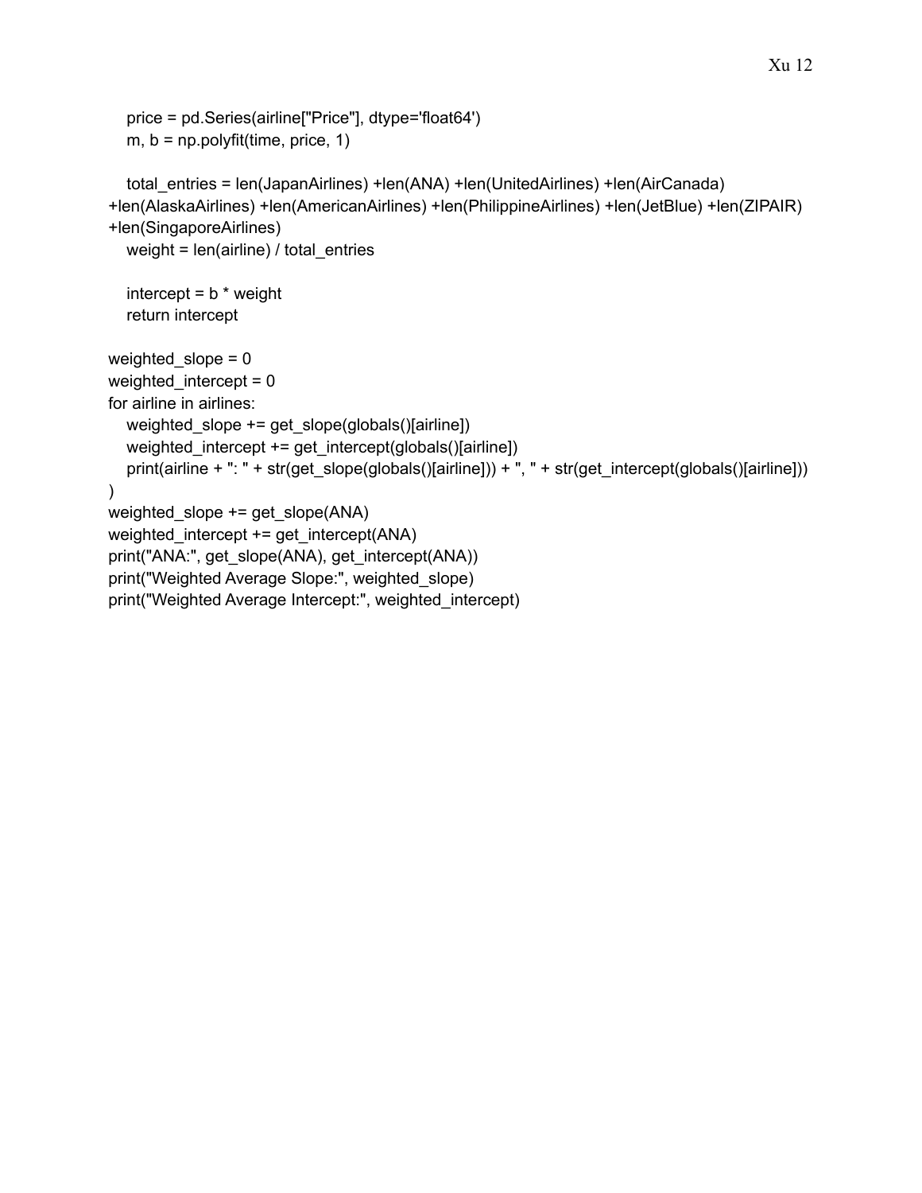```
    price = pd.Series(airline["Price"], dtype='float64')
    m, b = np.polyfit(time, price, 1)

    total_entries = len(JapanAirlines) +len(ANA) +len(UnitedAirlines) +len(AirCanada)
+len(AlaskaAirlines) +len(AmericanAirlines) +len(PhilippineAirlines) +len(JetBlue) +len(ZIPAIR)
+len(SingaporeAirlines)
    weight = len(airline) / total_entries

    intercept = b * weight
    return intercept

weighted_slope = 0
weighted_intercept = 0
for airline in airlines:
    weighted_slope += get_slope(globals()[airline])
    weighted_intercept += get_intercept(globals()[airline])
    print(airline + ": " + str(get_slope(globals()[airline])) + ", " + str(get_intercept(globals()[airline]))
)
weighted_slope += get_slope(ANA)
weighted_intercept += get_intercept(ANA)
print("ANA:", get_slope(ANA), get_intercept(ANA))
print("Weighted Average Slope:", weighted_slope)
print("Weighted Average Intercept:", weighted_intercept)
```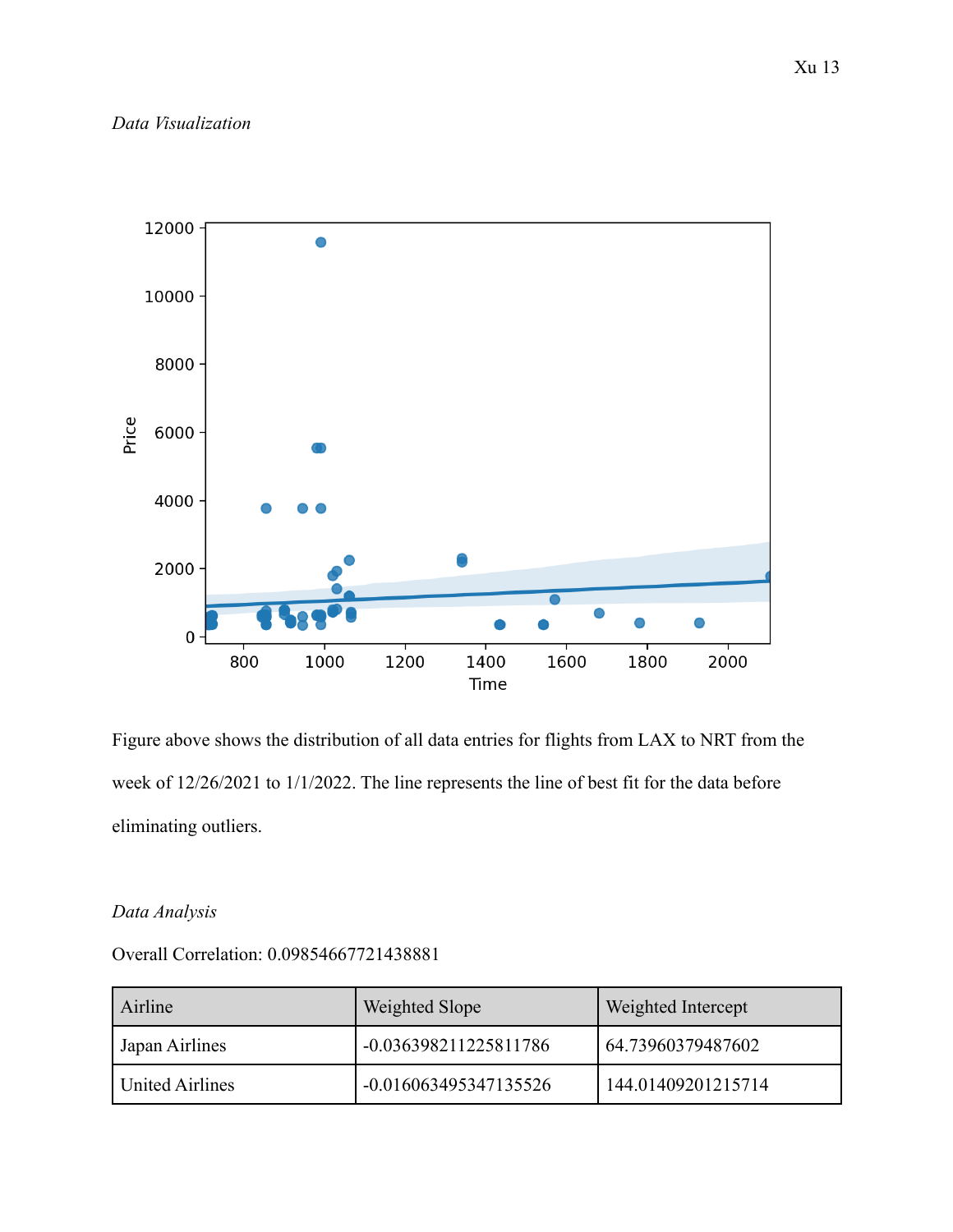*Data Visualization*

Figure above shows the distribution of all data entries for flights from LAX to NRT from the week of 12/26/2021 to 1/1/2022. The line represents the line of best fit for the data before eliminating outliers.

*Data Analysis*

Overall Correlation: 0.09854667721438881

| Airline | Weighted Slope | Weighted Intercept |
| --- | --- | --- |
| Japan Airlines | -0.036398211225811786 | 64.73960379487602 |
| United Airlines | -0.016063495347135526 | 144.01409201215714 |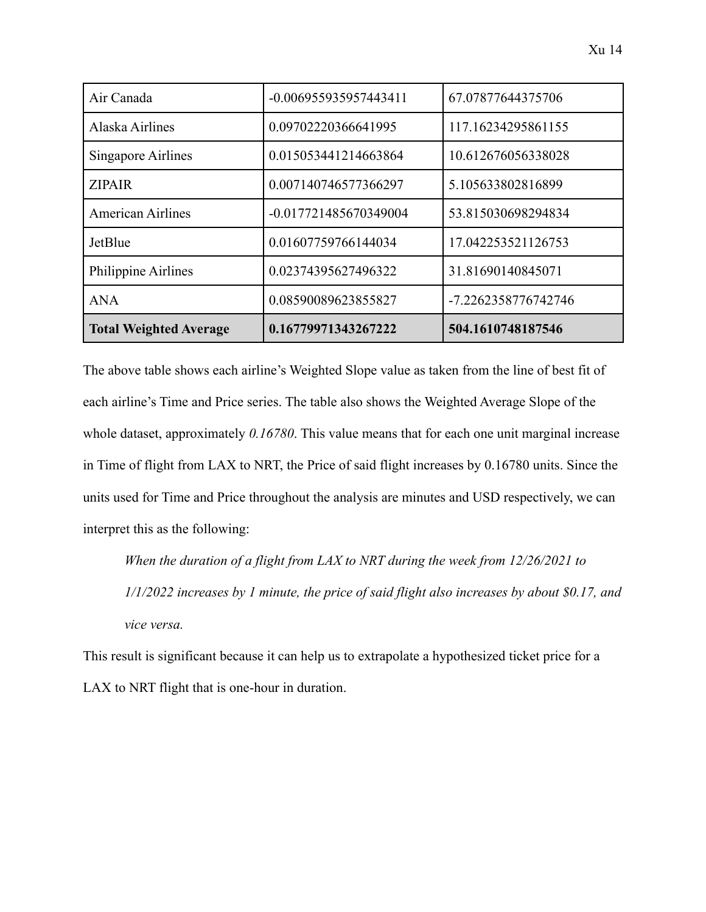| Air Canada | -0.006955935957443411 | 67.07877644375706 |
|---|---|---|
| Alaska Airlines | 0.09702220366641995 | 117.16234295861155 |
| Singapore Airlines | 0.015053441214663864 | 10.612676056338028 |
| ZIPAIR | 0.007140746577366297 | 5.105633802816899 |
| American Airlines | -0.017721485670349004 | 53.815030698294834 |
| JetBlue | 0.01607759766144034 | 17.042253521126753 |
| Philippine Airlines | 0.02374395627496322 | 31.81690140845071 |
| ANA | 0.08590089623855827 | -7.2262358776742746 |
| **Total Weighted Average** | **0.16779971343267222** | **504.1610748187546** |

The above table shows each airline's Weighted Slope value as taken from the line of best fit of each airline's Time and Price series. The table also shows the Weighted Average Slope of the whole dataset, approximately *0.16780*. This value means that for each one unit marginal increase in Time of flight from LAX to NRT, the Price of said flight increases by 0.16780 units. Since the units used for Time and Price throughout the analysis are minutes and USD respectively, we can interpret this as the following:

> *When the duration of a flight from LAX to NRT during the week from 12/26/2021 to 1/1/2022 increases by 1 minute, the price of said flight also increases by about $0.17, and vice versa.*

This result is significant because it can help us to extrapolate a hypothesized ticket price for a LAX to NRT flight that is one-hour in duration.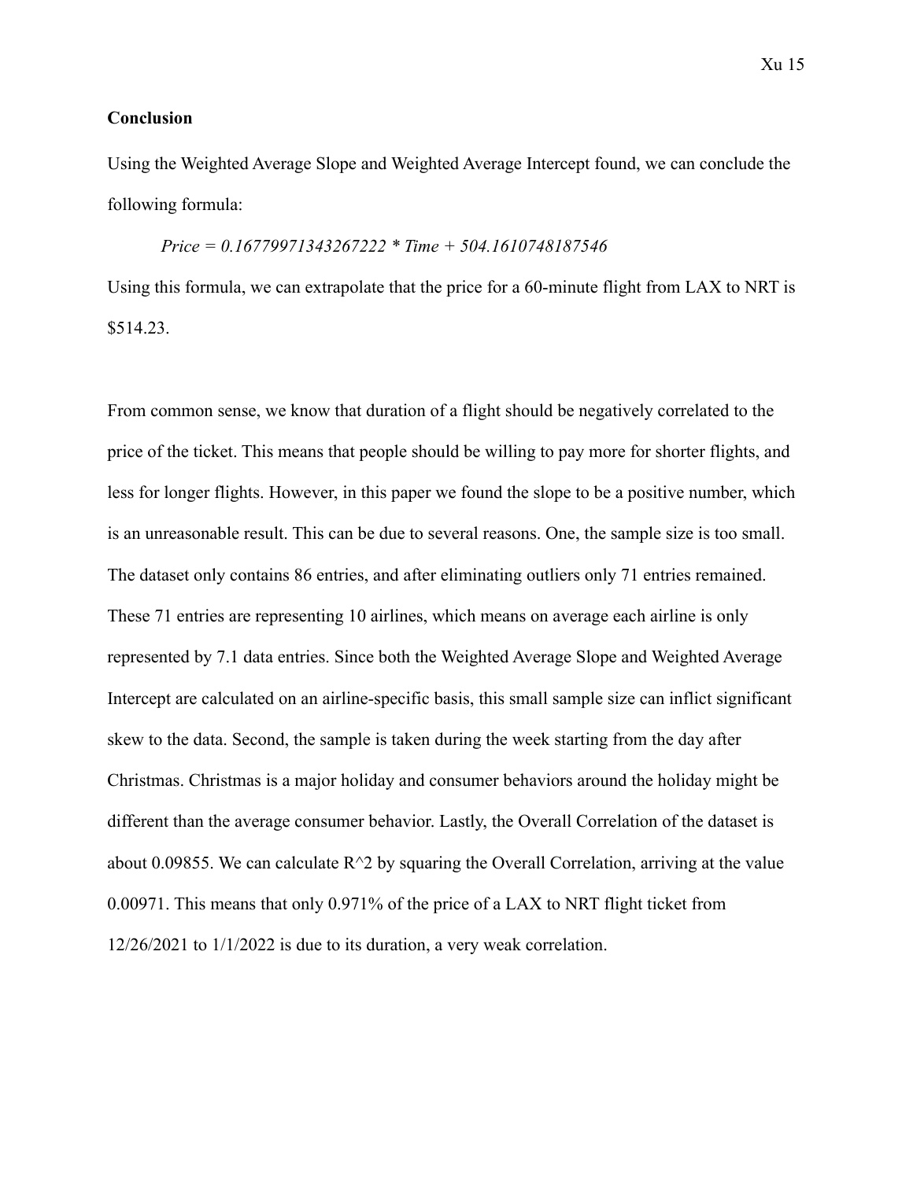**Conclusion**

Using the Weighted Average Slope and Weighted Average Intercept found, we can conclude the following formula:

*Price = 0.16779971343267222 * Time + 504.1610748187546*

Using this formula, we can extrapolate that the price for a 60-minute flight from LAX to NRT is $514.23.

From common sense, we know that duration of a flight should be negatively correlated to the price of the ticket. This means that people should be willing to pay more for shorter flights, and less for longer flights. However, in this paper we found the slope to be a positive number, which is an unreasonable result. This can be due to several reasons. One, the sample size is too small. The dataset only contains 86 entries, and after eliminating outliers only 71 entries remained. These 71 entries are representing 10 airlines, which means on average each airline is only represented by 7.1 data entries. Since both the Weighted Average Slope and Weighted Average Intercept are calculated on an airline-specific basis, this small sample size can inflict significant skew to the data. Second, the sample is taken during the week starting from the day after Christmas. Christmas is a major holiday and consumer behaviors around the holiday might be different than the average consumer behavior. Lastly, the Overall Correlation of the dataset is about 0.09855. We can calculate R^2 by squaring the Overall Correlation, arriving at the value 0.00971. This means that only 0.971% of the price of a LAX to NRT flight ticket from 12/26/2021 to 1/1/2022 is due to its duration, a very weak correlation.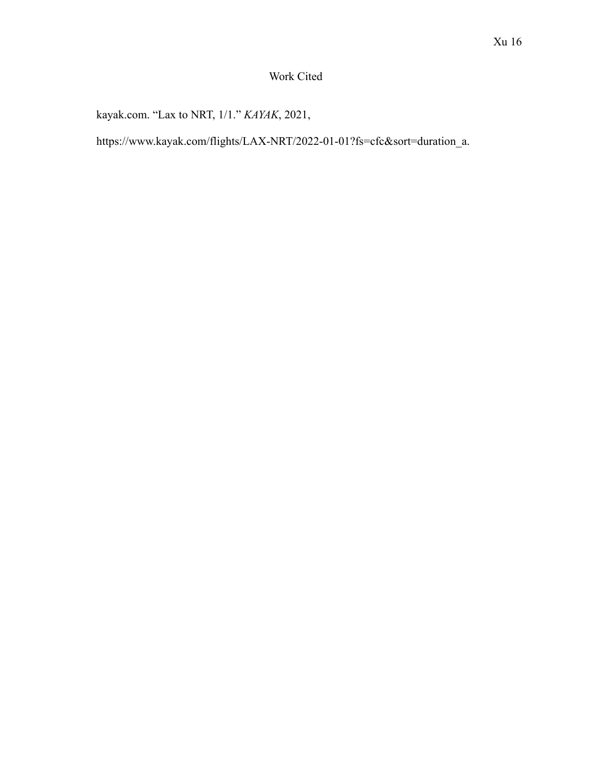# Work Cited

kayak.com. "Lax to NRT, 1/1." *KAYAK*, 2021, https://www.kayak.com/flights/LAX-NRT/2022-01-01?fs=cfc&sort=duration_a.